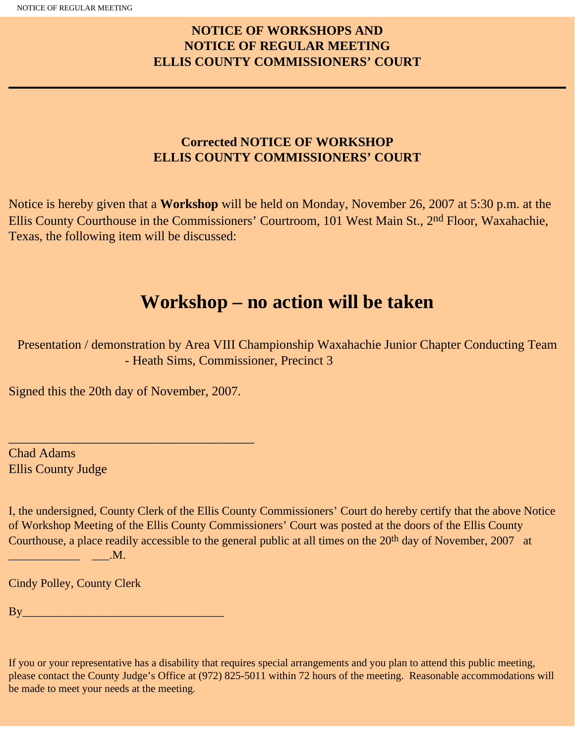# NOTICE OF WORKSHOPS AND NOTICE OF REGULAR MEETING ELLIS COUNTY COMMISSIONERS' COURT

---

## Corrected NOTICE OF WORKSHOP ELLIS COUNTY COMMISSIONERS' COURT

Notice is hereby given that a **Workshop** will be held on Monday, November 26, 2007 at 5:30 p.m. at the Ellis County Courthouse in the Commissioners' Courtroom, 101 West Main St., 2nd Floor, Waxahachie, Texas, the following item will be discussed:

# Workshop – no action will be taken

Presentation / demonstration by Area VIII Championship Waxahachie Junior Chapter Conducting Team - Heath Sims, Commissioner, Precinct 3

Signed this the 20th day of November, 2007.

______________________________________

Chad Adams
Ellis County Judge

I, the undersigned, County Clerk of the Ellis County Commissioners' Court do hereby certify that the above Notice of Workshop Meeting of the Ellis County Commissioners' Court was posted at the doors of the Ellis County Courthouse, a place readily accessible to the general public at all times on the 20th day of November, 2007 at ___________ ___.M.

Cindy Polley, County Clerk

By________________________________

If you or your representative has a disability that requires special arrangements and you plan to attend this public meeting, please contact the County Judge's Office at (972) 825-5011 within 72 hours of the meeting. Reasonable accommodations will be made to meet your needs at the meeting.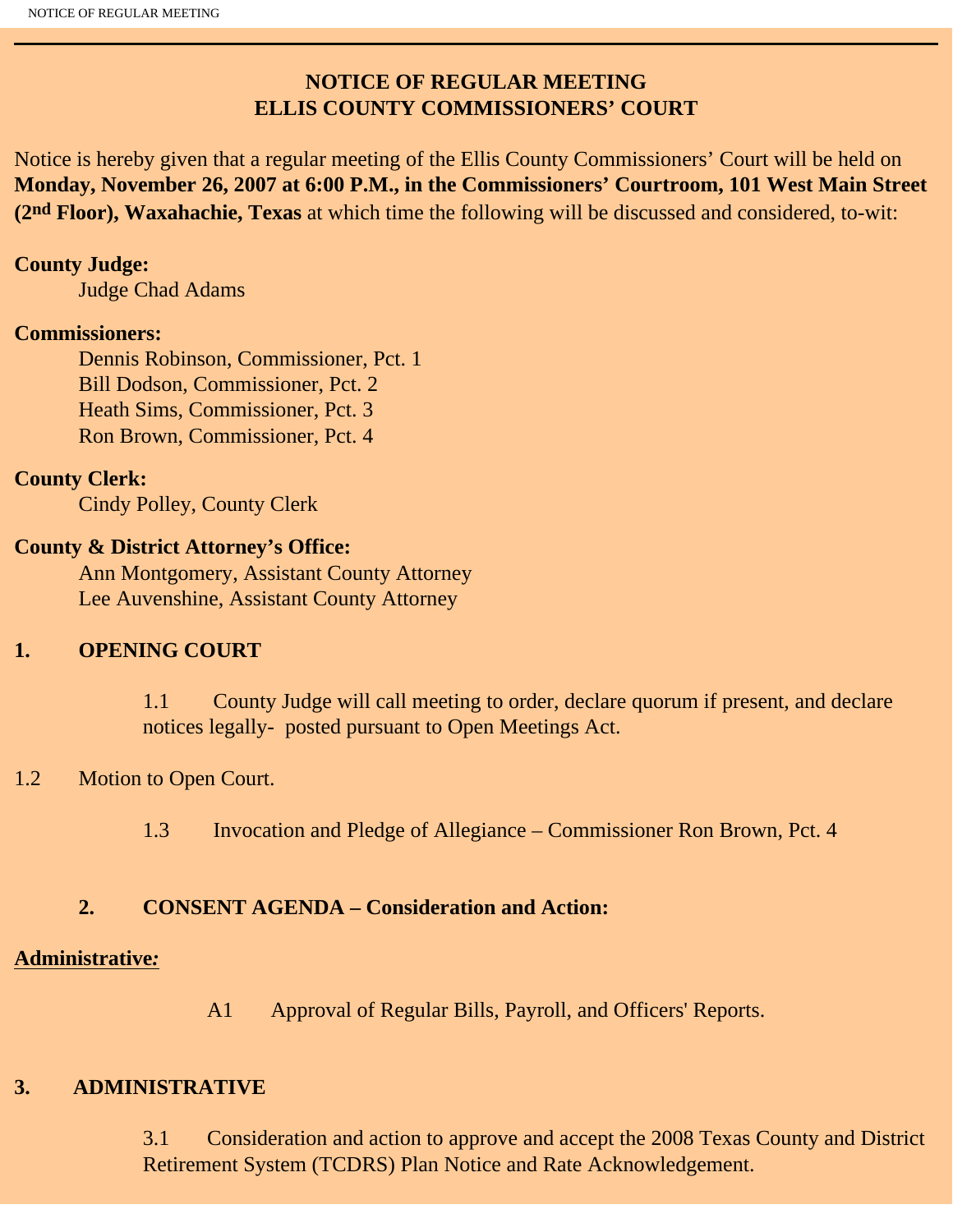## NOTICE OF REGULAR MEETING
## ELLIS COUNTY COMMISSIONERS' COURT

Notice is hereby given that a regular meeting of the Ellis County Commissioners' Court will be held on **Monday, November 26, 2007 at 6:00 P.M., in the Commissioners' Courtroom, 101 West Main Street (2nd Floor), Waxahachie, Texas** at which time the following will be discussed and considered, to-wit:

**County Judge:**
Judge Chad Adams

**Commissioners:**
Dennis Robinson, Commissioner, Pct. 1
Bill Dodson, Commissioner, Pct. 2
Heath Sims, Commissioner, Pct. 3
Ron Brown, Commissioner, Pct. 4

**County Clerk:**
Cindy Polley, County Clerk

**County & District Attorney's Office:**
Ann Montgomery, Assistant County Attorney
Lee Auvenshine, Assistant County Attorney

**1. OPENING COURT**

1.1 County Judge will call meeting to order, declare quorum if present, and declare notices legally- posted pursuant to Open Meetings Act.

1.2 Motion to Open Court.

1.3 Invocation and Pledge of Allegiance – Commissioner Ron Brown, Pct. 4

**2. CONSENT AGENDA – Consideration and Action:**

**Administrative:**

A1 Approval of Regular Bills, Payroll, and Officers' Reports.

**3. ADMINISTRATIVE**

3.1 Consideration and action to approve and accept the 2008 Texas County and District Retirement System (TCDRS) Plan Notice and Rate Acknowledgement.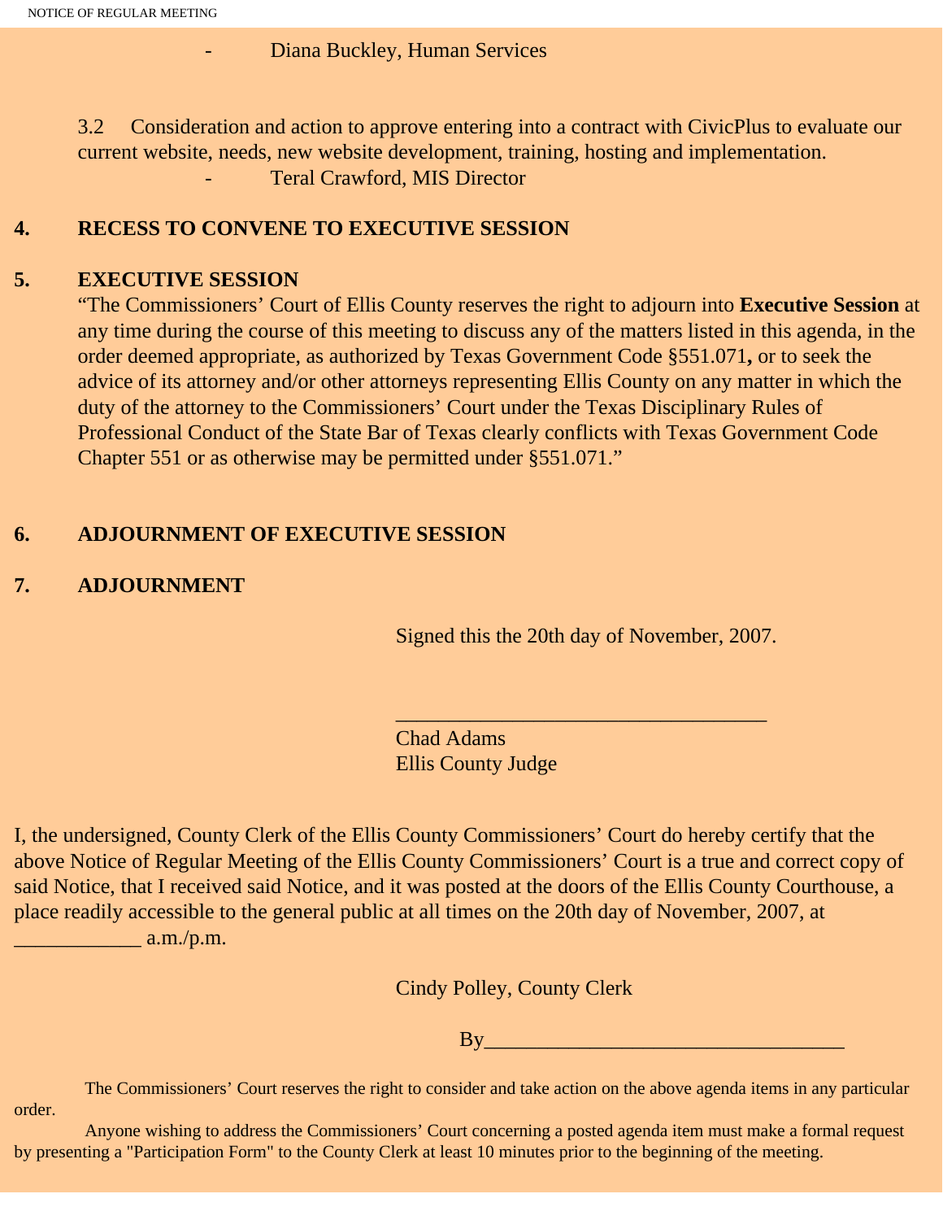- Diana Buckley, Human Services

3.2 Consideration and action to approve entering into a contract with CivicPlus to evaluate our current website, needs, new website development, training, hosting and implementation.

- Teral Crawford, MIS Director

**4. RECESS TO CONVENE TO EXECUTIVE SESSION**

**5. EXECUTIVE SESSION**

"The Commissioners' Court of Ellis County reserves the right to adjourn into **Executive Session** at any time during the course of this meeting to discuss any of the matters listed in this agenda, in the order deemed appropriate, as authorized by Texas Government Code §551.071**,** or to seek the advice of its attorney and/or other attorneys representing Ellis County on any matter in which the duty of the attorney to the Commissioners' Court under the Texas Disciplinary Rules of Professional Conduct of the State Bar of Texas clearly conflicts with Texas Government Code Chapter 551 or as otherwise may be permitted under §551.071."

**6. ADJOURNMENT OF EXECUTIVE SESSION**

**7. ADJOURNMENT**

Signed this the 20th day of November, 2007.

___________________________________

Chad Adams
Ellis County Judge

I, the undersigned, County Clerk of the Ellis County Commissioners' Court do hereby certify that the above Notice of Regular Meeting of the Ellis County Commissioners' Court is a true and correct copy of said Notice, that I received said Notice, and it was posted at the doors of the Ellis County Courthouse, a place readily accessible to the general public at all times on the 20th day of November, 2007, at ____________ a.m./p.m.

Cindy Polley, County Clerk

By_________________________________

The Commissioners' Court reserves the right to consider and take action on the above agenda items in any particular order.

Anyone wishing to address the Commissioners' Court concerning a posted agenda item must make a formal request by presenting a "Participation Form" to the County Clerk at least 10 minutes prior to the beginning of the meeting.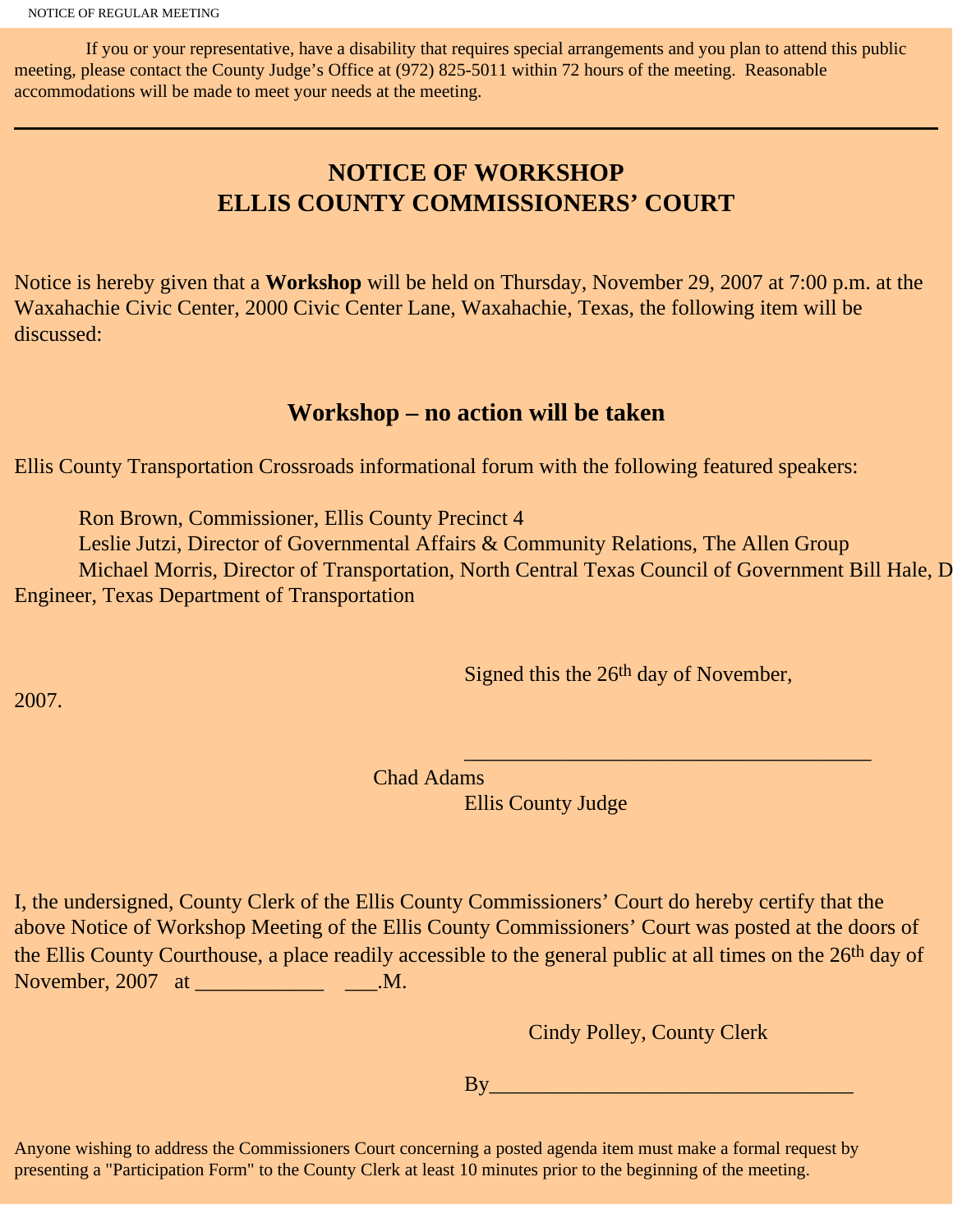If you or your representative, have a disability that requires special arrangements and you plan to attend this public meeting, please contact the County Judge's Office at (972) 825-5011 within 72 hours of the meeting. Reasonable accommodations will be made to meet your needs at the meeting.

---

# NOTICE OF WORKSHOP
# ELLIS COUNTY COMMISSIONERS' COURT

Notice is hereby given that a **Workshop** will be held on Thursday, November 29, 2007 at 7:00 p.m. at the Waxahachie Civic Center, 2000 Civic Center Lane, Waxahachie, Texas, the following item will be discussed:

## Workshop – no action will be taken

Ellis County Transportation Crossroads informational forum with the following featured speakers:

Ron Brown, Commissioner, Ellis County Precinct 4
Leslie Jutzi, Director of Governmental Affairs & Community Relations, The Allen Group
Michael Morris, Director of Transportation, North Central Texas Council of Government Bill Hale, D Engineer, Texas Department of Transportation

Signed this the 26th day of November, 2007.

_____________________________________
Chad Adams
Ellis County Judge

I, the undersigned, County Clerk of the Ellis County Commissioners' Court do hereby certify that the above Notice of Workshop Meeting of the Ellis County Commissioners' Court was posted at the doors of the Ellis County Courthouse, a place readily accessible to the general public at all times on the 26th day of November, 2007 at ____________ ___.M.

Cindy Polley, County Clerk

By__________________________________

Anyone wishing to address the Commissioners Court concerning a posted agenda item must make a formal request by presenting a "Participation Form" to the County Clerk at least 10 minutes prior to the beginning of the meeting.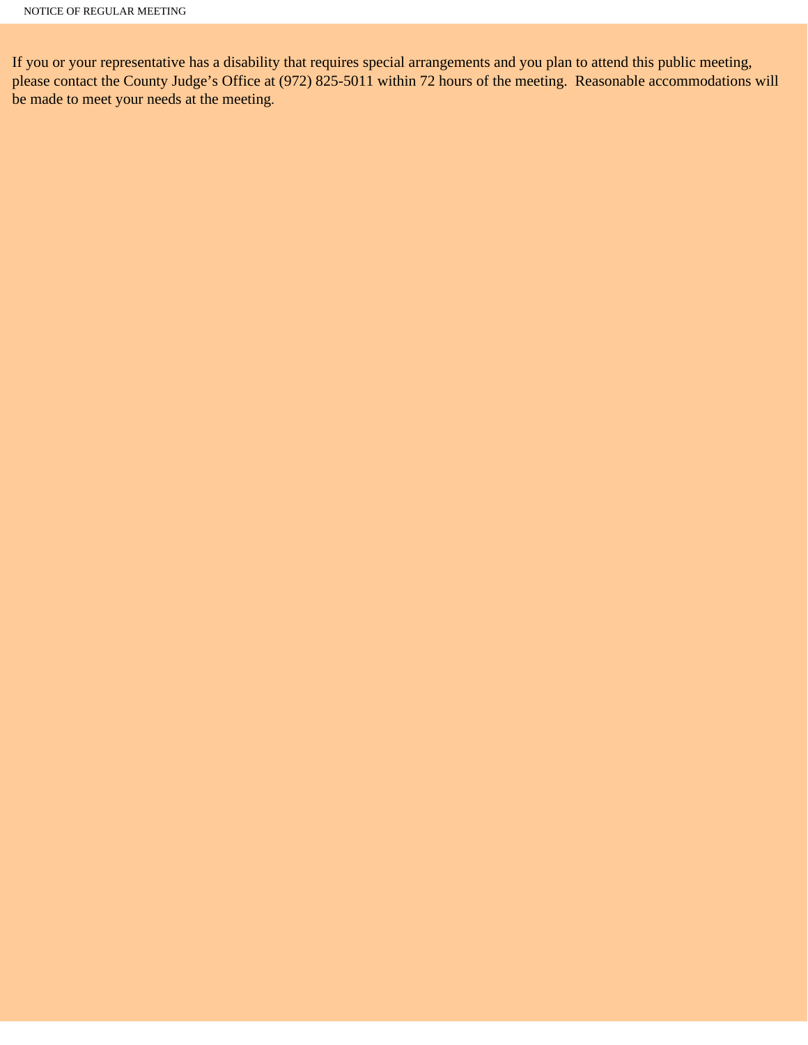If you or your representative has a disability that requires special arrangements and you plan to attend this public meeting, please contact the County Judge's Office at (972) 825-5011 within 72 hours of the meeting. Reasonable accommodations will be made to meet your needs at the meeting.